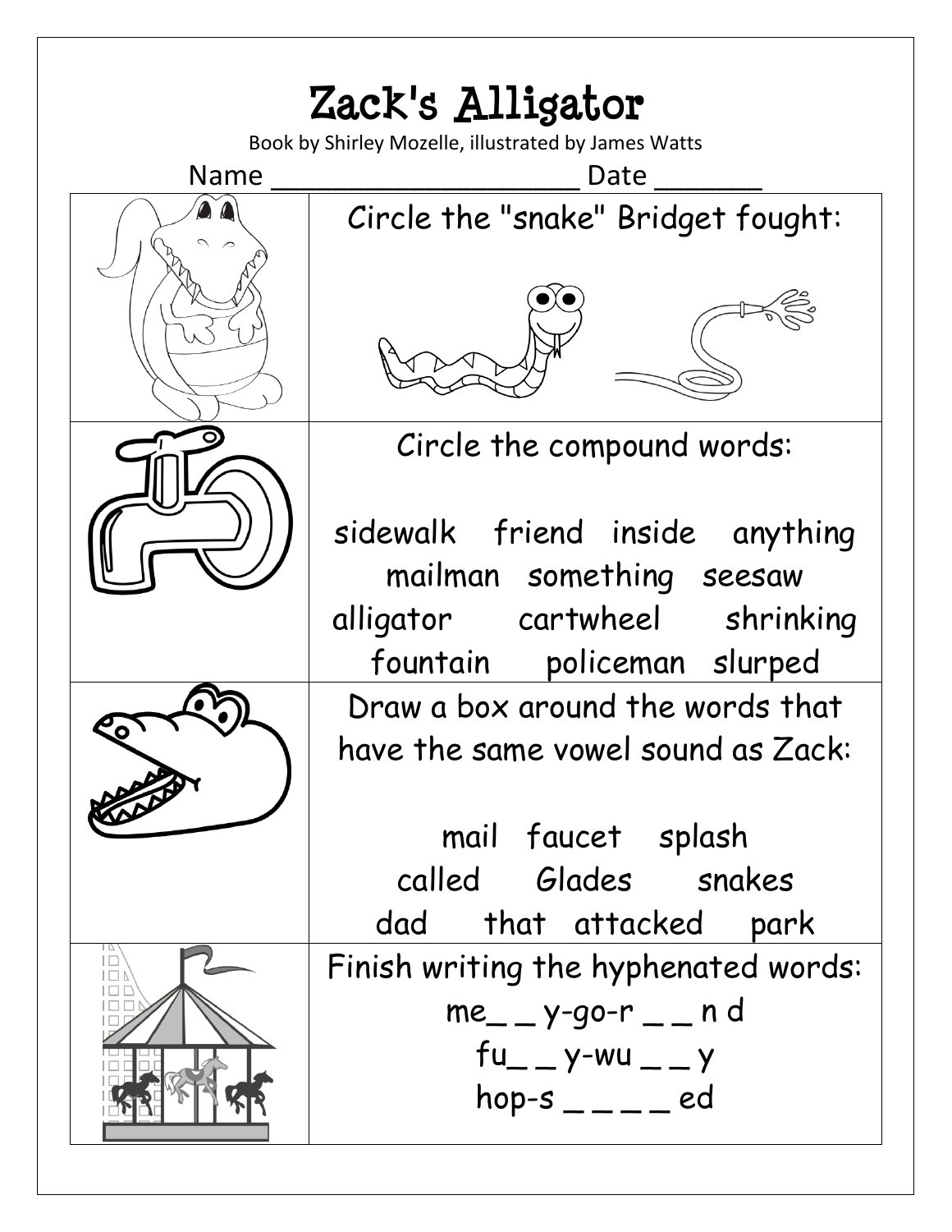# Zack's Alligator

Book by Shirley Mozelle, illustrated by James Watts

Name ____________________ Date _______

Circle the "snake" Bridget fought:

Circle the compound words:

sidewalk friend inside anything
mailman something seesaw
alligator cartwheel shrinking
fountain policeman slurped

Draw a box around the words that have the same vowel sound as Zack:

mail faucet splash
called Glades snakes
dad that attacked park

Finish writing the hyphenated words:

me_ _ y-go-r _ _ n d
fu_ _ y-wu _ _ y
hop-s _ _ _ _ ed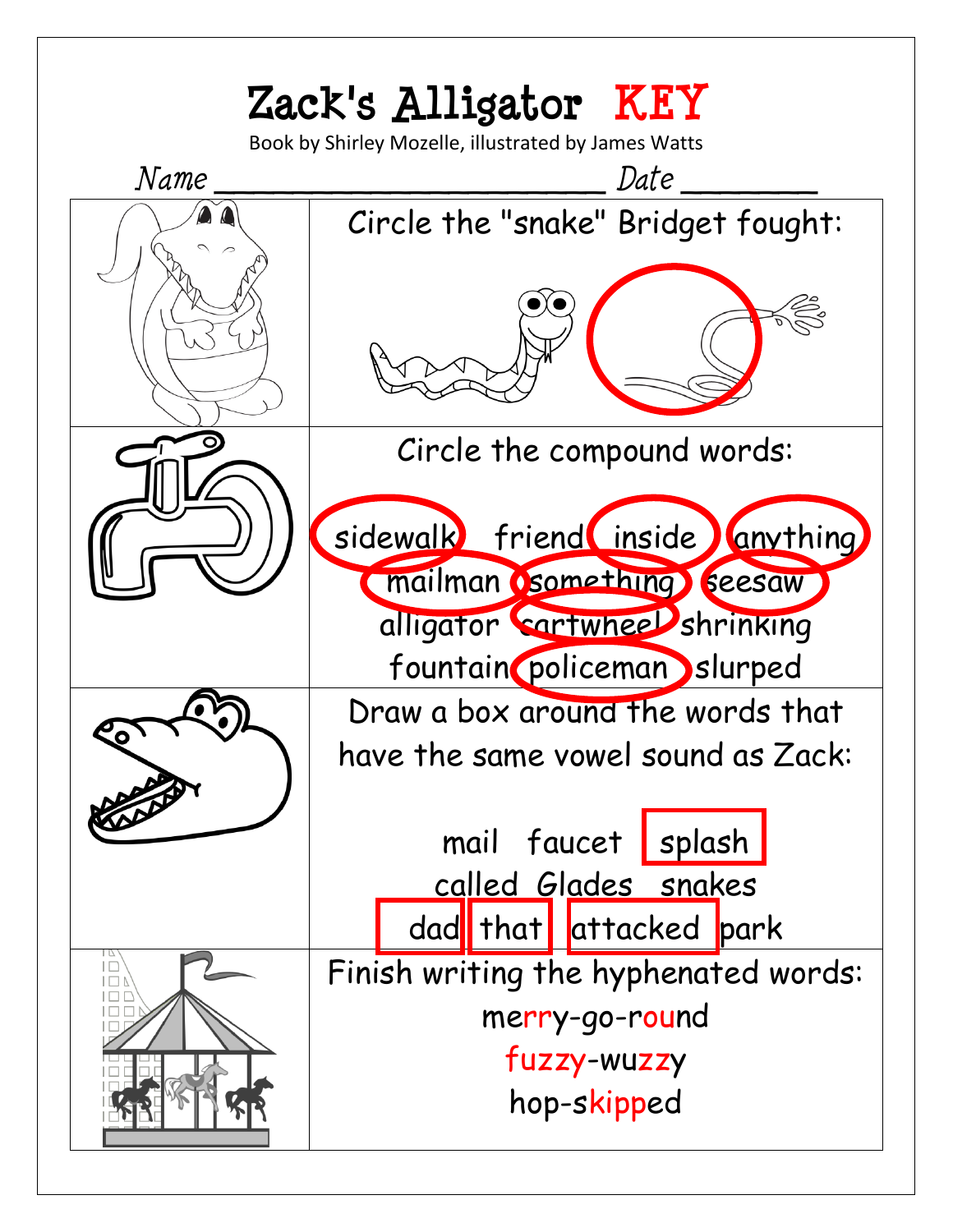# Zack's Alligator KEY

Book by Shirley Mozelle, illustrated by James Watts

*Name* ______________________ *Date* ________

**Circle the "snake" Bridget fought:**

**Circle the compound words:**

sidewalk friend inside anything
mailman something seesaw
alligator cartwheel shrinking
fountain policeman slurped

**Draw a box around the words that have the same vowel sound as Zack:**

mail faucet splash
called Glades snakes
dad that attacked park

**Finish writing the hyphenated words:**

merry-go-round
fuzzy-wuzzy
hop-skipped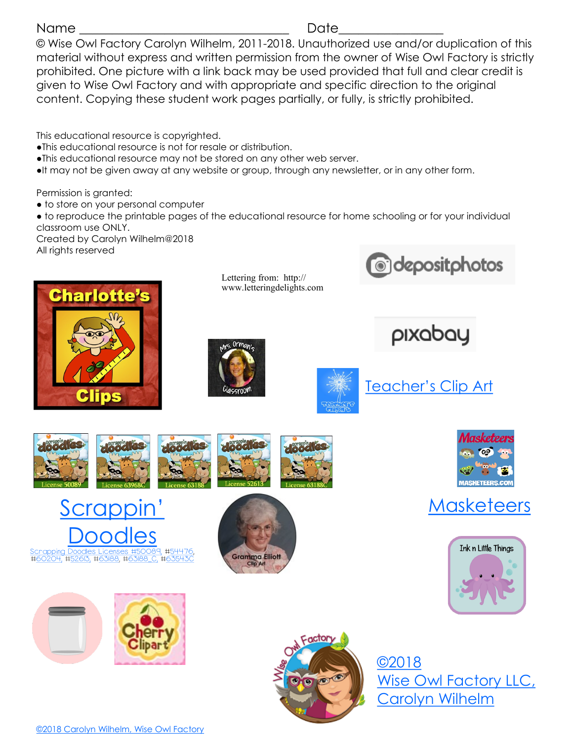Name ________________________________ Date_______________

© Wise Owl Factory Carolyn Wilhelm, 2011-2018. Unauthorized use and/or duplication of this material without express and written permission from the owner of Wise Owl Factory is strictly prohibited. One picture with a link back may be used provided that full and clear credit is given to Wise Owl Factory and with appropriate and specific direction to the original content. Copying these student work pages partially, or fully, is strictly prohibited.

This educational resource is copyrighted.

- This educational resource is not for resale or distribution.
- This educational resource may not be stored on any other web server.
- It may not be given away at any website or group, through any newsletter, or in any other form.

Permission is granted:

- to store on your personal computer
- to reproduce the printable pages of the educational resource for home schooling or for your individual classroom use ONLY.

Created by Carolyn Wilhelm@2018
All rights reserved

Lettering from: http://www.letteringdelights.com

Teacher's Clip Art

Scrappin' Doodles

Scrapping Doodles Licenses #50089, #54476, #60204, #52613, #63188, #63188_C, #63543C

Masketeers

©2018 Wise Owl Factory LLC, Carolyn Wilhelm

©2018 Carolyn Wilhelm, Wise Owl Factory